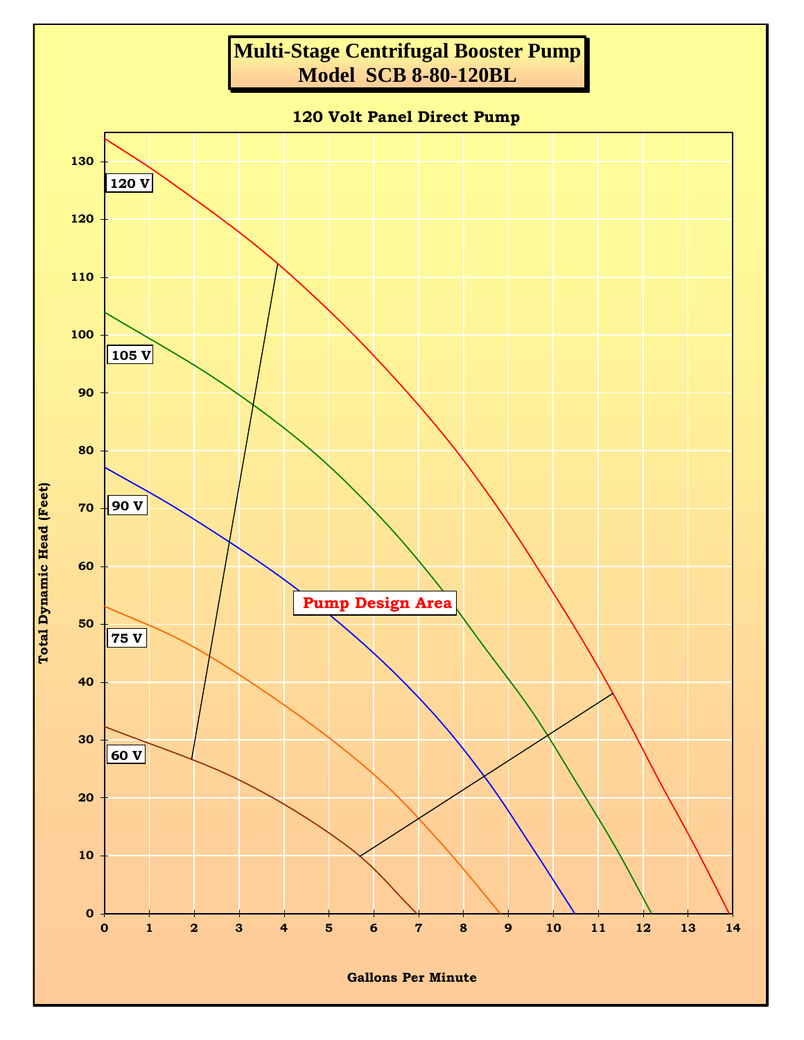# Multi-Stage Centrifugal Booster Pump
# Model SCB 8-80-120BL

**120 Volt Panel Direct Pump**

Total Dynamic Head (Feet)

120 V

105 V

90 V

75 V

60 V

Pump Design Area

Gallons Per Minute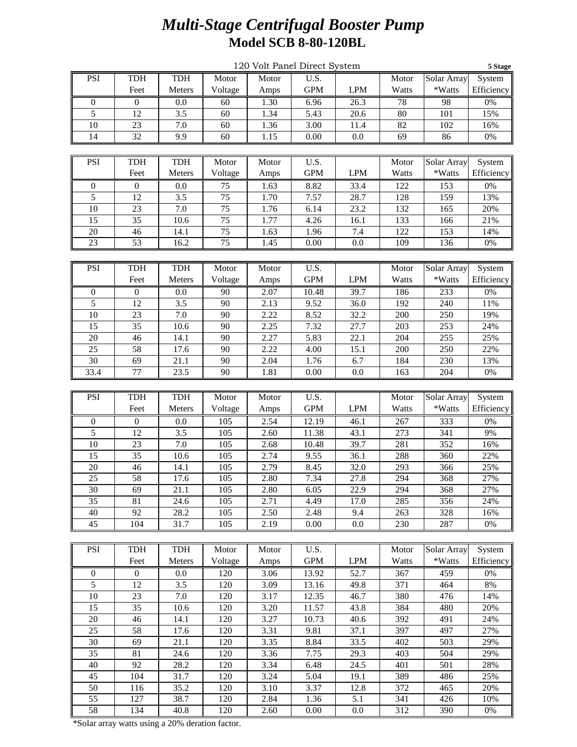# *Multi-Stage Centrifugal Booster Pump*

## Model SCB 8-80-120BL

120 Volt Panel Direct System **5 Stage**

| PSI | TDH Feet | TDH Meters | Motor Voltage | Motor Amps | U.S. GPM | LPM | Motor Watts | Solar Array *Watts | System Efficiency |
|---|---|---|---|---|---|---|---|---|---|
| 0 | 0 | 0.0 | 60 | 1.30 | 6.96 | 26.3 | 78 | 98 | 0% |
| 5 | 12 | 3.5 | 60 | 1.34 | 5.43 | 20.6 | 80 | 101 | 15% |
| 10 | 23 | 7.0 | 60 | 1.36 | 3.00 | 11.4 | 82 | 102 | 16% |
| 14 | 32 | 9.9 | 60 | 1.15 | 0.00 | 0.0 | 69 | 86 | 0% |

| PSI | TDH Feet | TDH Meters | Motor Voltage | Motor Amps | U.S. GPM | LPM | Motor Watts | Solar Array *Watts | System Efficiency |
|---|---|---|---|---|---|---|---|---|---|
| 0 | 0 | 0.0 | 75 | 1.63 | 8.82 | 33.4 | 122 | 153 | 0% |
| 5 | 12 | 3.5 | 75 | 1.70 | 7.57 | 28.7 | 128 | 159 | 13% |
| 10 | 23 | 7.0 | 75 | 1.76 | 6.14 | 23.2 | 132 | 165 | 20% |
| 15 | 35 | 10.6 | 75 | 1.77 | 4.26 | 16.1 | 133 | 166 | 21% |
| 20 | 46 | 14.1 | 75 | 1.63 | 1.96 | 7.4 | 122 | 153 | 14% |
| 23 | 53 | 16.2 | 75 | 1.45 | 0.00 | 0.0 | 109 | 136 | 0% |

| PSI | TDH Feet | TDH Meters | Motor Voltage | Motor Amps | U.S. GPM | LPM | Motor Watts | Solar Array *Watts | System Efficiency |
|---|---|---|---|---|---|---|---|---|---|
| 0 | 0 | 0.0 | 90 | 2.07 | 10.48 | 39.7 | 186 | 233 | 0% |
| 5 | 12 | 3.5 | 90 | 2.13 | 9.52 | 36.0 | 192 | 240 | 11% |
| 10 | 23 | 7.0 | 90 | 2.22 | 8.52 | 32.2 | 200 | 250 | 19% |
| 15 | 35 | 10.6 | 90 | 2.25 | 7.32 | 27.7 | 203 | 253 | 24% |
| 20 | 46 | 14.1 | 90 | 2.27 | 5.83 | 22.1 | 204 | 255 | 25% |
| 25 | 58 | 17.6 | 90 | 2.22 | 4.00 | 15.1 | 200 | 250 | 22% |
| 30 | 69 | 21.1 | 90 | 2.04 | 1.76 | 6.7 | 184 | 230 | 13% |
| 33.4 | 77 | 23.5 | 90 | 1.81 | 0.00 | 0.0 | 163 | 204 | 0% |

| PSI | TDH Feet | TDH Meters | Motor Voltage | Motor Amps | U.S. GPM | LPM | Motor Watts | Solar Array *Watts | System Efficiency |
|---|---|---|---|---|---|---|---|---|---|
| 0 | 0 | 0.0 | 105 | 2.54 | 12.19 | 46.1 | 267 | 333 | 0% |
| 5 | 12 | 3.5 | 105 | 2.60 | 11.38 | 43.1 | 273 | 341 | 9% |
| 10 | 23 | 7.0 | 105 | 2.68 | 10.48 | 39.7 | 281 | 352 | 16% |
| 15 | 35 | 10.6 | 105 | 2.74 | 9.55 | 36.1 | 288 | 360 | 22% |
| 20 | 46 | 14.1 | 105 | 2.79 | 8.45 | 32.0 | 293 | 366 | 25% |
| 25 | 58 | 17.6 | 105 | 2.80 | 7.34 | 27.8 | 294 | 368 | 27% |
| 30 | 69 | 21.1 | 105 | 2.80 | 6.05 | 22.9 | 294 | 368 | 27% |
| 35 | 81 | 24.6 | 105 | 2.71 | 4.49 | 17.0 | 285 | 356 | 24% |
| 40 | 92 | 28.2 | 105 | 2.50 | 2.48 | 9.4 | 263 | 328 | 16% |
| 45 | 104 | 31.7 | 105 | 2.19 | 0.00 | 0.0 | 230 | 287 | 0% |

| PSI | TDH Feet | TDH Meters | Motor Voltage | Motor Amps | U.S. GPM | LPM | Motor Watts | Solar Array *Watts | System Efficiency |
|---|---|---|---|---|---|---|---|---|---|
| 0 | 0 | 0.0 | 120 | 3.06 | 13.92 | 52.7 | 367 | 459 | 0% |
| 5 | 12 | 3.5 | 120 | 3.09 | 13.16 | 49.8 | 371 | 464 | 8% |
| 10 | 23 | 7.0 | 120 | 3.17 | 12.35 | 46.7 | 380 | 476 | 14% |
| 15 | 35 | 10.6 | 120 | 3.20 | 11.57 | 43.8 | 384 | 480 | 20% |
| 20 | 46 | 14.1 | 120 | 3.27 | 10.73 | 40.6 | 392 | 491 | 24% |
| 25 | 58 | 17.6 | 120 | 3.31 | 9.81 | 37.1 | 397 | 497 | 27% |
| 30 | 69 | 21.1 | 120 | 3.35 | 8.84 | 33.5 | 402 | 503 | 29% |
| 35 | 81 | 24.6 | 120 | 3.36 | 7.75 | 29.3 | 403 | 504 | 29% |
| 40 | 92 | 28.2 | 120 | 3.34 | 6.48 | 24.5 | 401 | 501 | 28% |
| 45 | 104 | 31.7 | 120 | 3.24 | 5.04 | 19.1 | 389 | 486 | 25% |
| 50 | 116 | 35.2 | 120 | 3.10 | 3.37 | 12.8 | 372 | 465 | 20% |
| 55 | 127 | 38.7 | 120 | 2.84 | 1.36 | 5.1 | 341 | 426 | 10% |
| 58 | 134 | 40.8 | 120 | 2.60 | 0.00 | 0.0 | 312 | 390 | 0% |

*Solar array watts using a 20% deration factor.